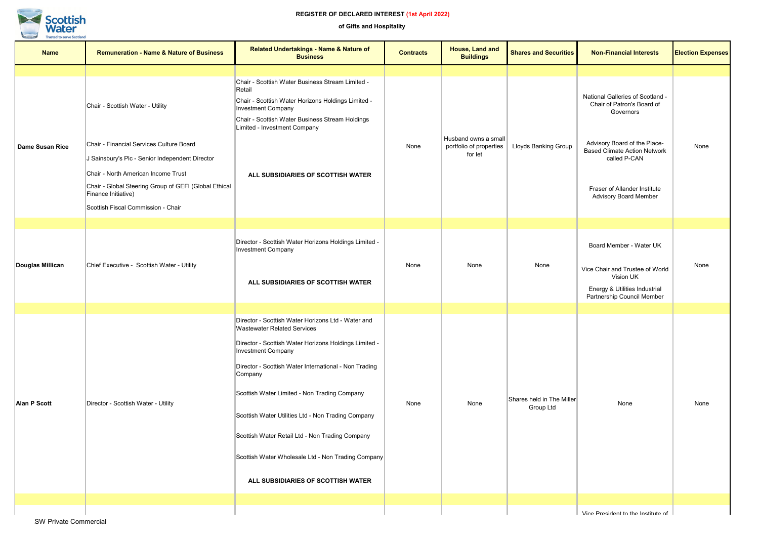**REGISTER OF DECLARED INTEREST (1st April 2022)**

**of Gifts and Hospitality**

| Name | Remuneration - Name & Nature of Business | Related Undertakings - Name & Nature of Business | Contracts | House, Land and Buildings | Shares and Securities | Non-Financial Interests | Election Expenses |
|---|---|---|---|---|---|---|---|
| **Dame Susan Rice** | Chair - Scottish Water - Utility<br>Chair - Financial Services Culture Board<br>J Sainsbury's Plc - Senior Independent Director<br>Chair - North American Income Trust<br>Chair - Global Steering Group of GEFI (Global Ethical Finance Initiative)<br>Scottish Fiscal Commission - Chair | Chair - Scottish Water Business Stream Limited - Retail<br>Chair - Scottish Water Horizons Holdings Limited - Investment Company<br>Chair - Scottish Water Business Stream Holdings Limited - Investment Company<br>**ALL SUBSIDIARIES OF SCOTTISH WATER** | None | Husband owns a small portfolio of properties for let | Lloyds Banking Group | National Galleries of Scotland - Chair of Patron's Board of Governors<br>Advisory Board of the Place-Based Climate Action Network called P-CAN<br>Fraser of Allander Institute Advisory Board Member | None |
| **Douglas Millican** | Chief Executive - Scottish Water - Utility | Director - Scottish Water Horizons Holdings Limited - Investment Company<br>**ALL SUBSIDIARIES OF SCOTTISH WATER** | None | None | None | Board Member - Water UK<br>Vice Chair and Trustee of World Vision UK<br>Energy & Utilities Industrial Partnership Council Member | None |
| **Alan P Scott** | Director - Scottish Water - Utility | Director - Scottish Water Horizons Ltd - Water and Wastewater Related Services<br>Director - Scottish Water Horizons Holdings Limited - Investment Company<br>Director - Scottish Water International - Non Trading Company<br>Scottish Water Limited - Non Trading Company<br>Scottish Water Utilities Ltd - Non Trading Company<br>Scottish Water Retail Ltd - Non Trading Company<br>Scottish Water Wholesale Ltd - Non Trading Company<br>**ALL SUBSIDIARIES OF SCOTTISH WATER** | None | None | Shares held in The Miller Group Ltd | None | None |
| | | | | | | Vice President to the Institute of | |

SW Private Commercial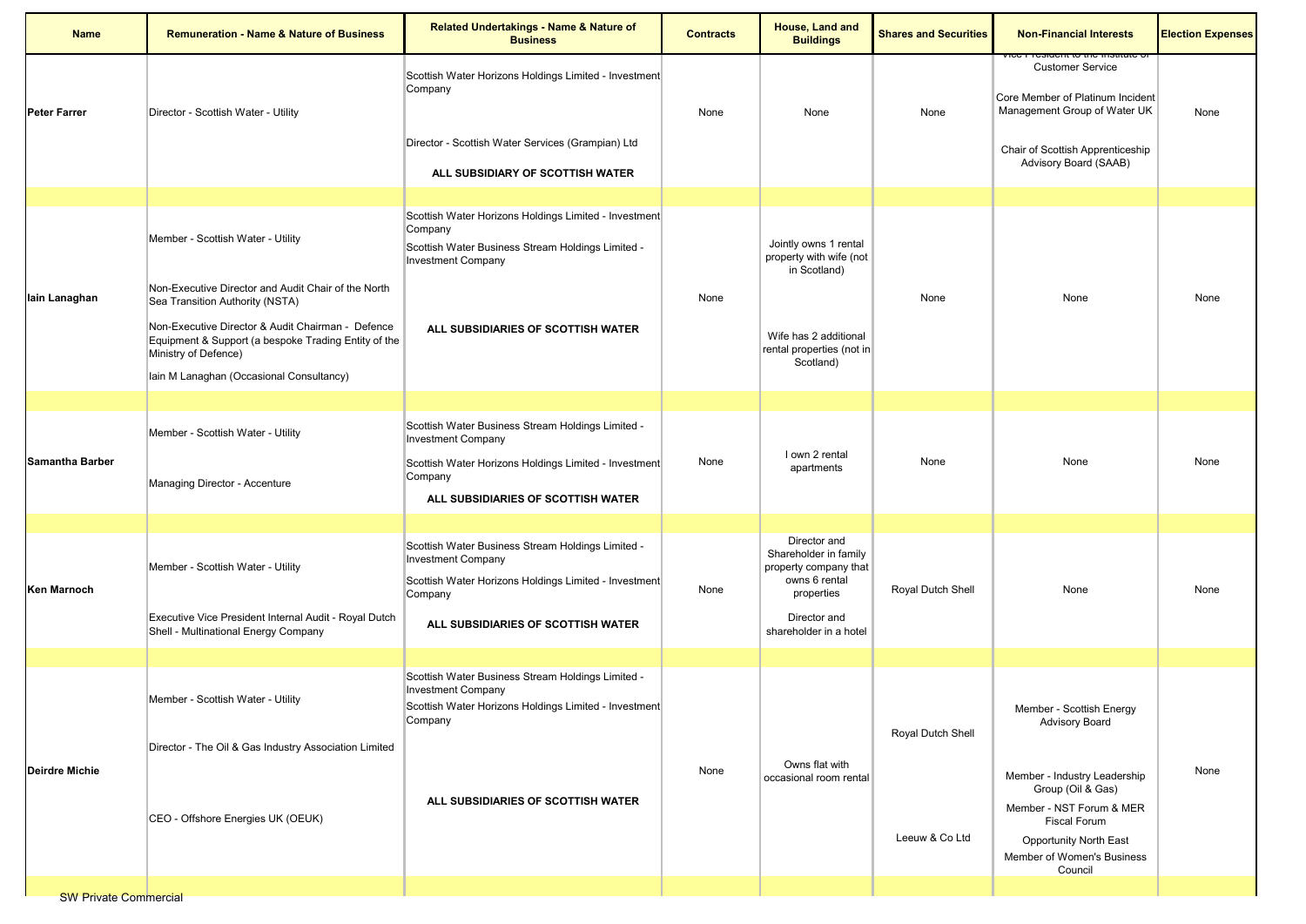| Name | Remuneration - Name & Nature of Business | Related Undertakings - Name & Nature of Business | Contracts | House, Land and Buildings | Shares and Securities | Non-Financial Interests | Election Expenses |
|---|---|---|---|---|---|---|---|
| **Peter Farrer** | Director - Scottish Water - Utility | Scottish Water Horizons Holdings Limited - Investment Company<br>Director - Scottish Water Services (Grampian) Ltd<br>**ALL SUBSIDIARY OF SCOTTISH WATER** | None | None | None | Vice President to the Institute of Customer Service<br>Core Member of Platinum Incident Management Group of Water UK<br>Chair of Scottish Apprenticeship Advisory Board (SAAB) | None |
| | | | | | | | |
| **Iain Lanaghan** | Member - Scottish Water - Utility<br>Non-Executive Director and Audit Chair of the North Sea Transition Authority (NSTA)<br>Non-Executive Director & Audit Chairman - Defence Equipment & Support (a bespoke Trading Entity of the Ministry of Defence)<br>Iain M Lanaghan (Occasional Consultancy) | Scottish Water Horizons Holdings Limited - Investment Company<br>Scottish Water Business Stream Holdings Limited - Investment Company<br>**ALL SUBSIDIARIES OF SCOTTISH WATER** | None | Jointly owns 1 rental property with wife (not in Scotland)<br>Wife has 2 additional rental properties (not in Scotland) | None | None | None |
| | | | | | | | |
| **Samantha Barber** | Member - Scottish Water - Utility<br>Managing Director - Accenture | Scottish Water Business Stream Holdings Limited - Investment Company<br>Scottish Water Horizons Holdings Limited - Investment Company<br>**ALL SUBSIDIARIES OF SCOTTISH WATER** | None | I own 2 rental apartments | None | None | None |
| | | | | | | | |
| **Ken Marnoch** | Member - Scottish Water - Utility<br>Executive Vice President Internal Audit - Royal Dutch Shell - Multinational Energy Company | Scottish Water Business Stream Holdings Limited - Investment Company<br>Scottish Water Horizons Holdings Limited - Investment Company<br>**ALL SUBSIDIARIES OF SCOTTISH WATER** | None | Director and Shareholder in family property company that owns 6 rental properties<br>Director and shareholder in a hotel | Royal Dutch Shell | None | None |
| | | | | | | | |
| **Deirdre Michie** | Member - Scottish Water - Utility<br>Director - The Oil & Gas Industry Association Limited<br>CEO - Offshore Energies UK (OEUK) | Scottish Water Business Stream Holdings Limited - Investment Company<br>Scottish Water Horizons Holdings Limited - Investment Company<br>**ALL SUBSIDIARIES OF SCOTTISH WATER** | None | Owns flat with occasional room rental | Royal Dutch Shell<br>Leeuw & Co Ltd | Member - Scottish Energy Advisory Board<br>Member - Industry Leadership Group (Oil & Gas)<br>Member - NST Forum & MER Fiscal Forum<br>Opportunity North East<br>Member of Women's Business Council | None |

SW Private Commercial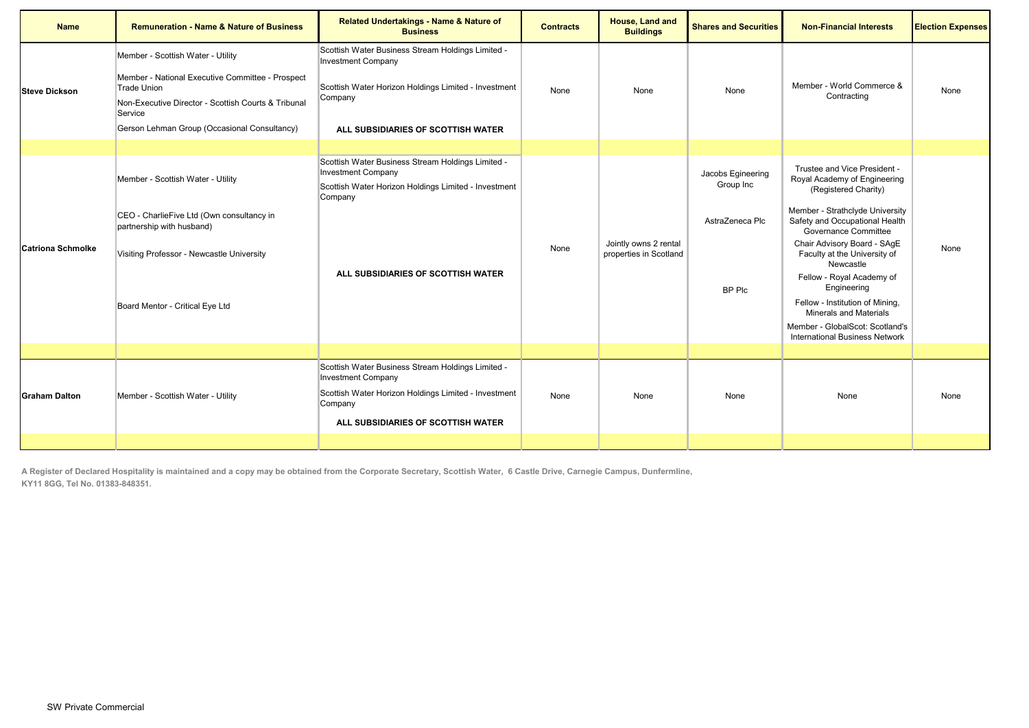| Name | Remuneration - Name & Nature of Business | Related Undertakings - Name & Nature of Business | Contracts | House, Land and Buildings | Shares and Securities | Non-Financial Interests | Election Expenses |
|---|---|---|---|---|---|---|---|
| **Steve Dickson** | Member - Scottish Water - Utility<br>Member - National Executive Committee - Prospect Trade Union<br>Non-Executive Director - Scottish Courts & Tribunal Service<br>Gerson Lehman Group (Occasional Consultancy) | Scottish Water Business Stream Holdings Limited - Investment Company<br>Scottish Water Horizon Holdings Limited - Investment Company<br>**ALL SUBSIDIARIES OF SCOTTISH WATER** | None | None | None | Member - World Commerce & Contracting | None |
| | | | | | | | |
| **Catriona Schmolke** | Member - Scottish Water - Utility<br>CEO - CharlieFive Ltd (Own consultancy in partnership with husband)<br>Visiting Professor - Newcastle University<br>Board Mentor - Critical Eye Ltd | Scottish Water Business Stream Holdings Limited - Investment Company<br>Scottish Water Horizon Holdings Limited - Investment Company<br>**ALL SUBSIDIARIES OF SCOTTISH WATER** | None | Jointly owns 2 rental properties in Scotland | Jacobs Egineering Group Inc<br>AstraZeneca Plc<br>BP Plc | Trustee and Vice President - Royal Academy of Engineering (Registered Charity)<br>Member - Strathclyde University Safety and Occupational Health Governance Committee<br>Chair Advisory Board - SAgE Faculty at the University of Newcastle<br>Fellow - Royal Academy of Engineering<br>Fellow - Institution of Mining, Minerals and Materials<br>Member - GlobalScot: Scotland's International Business Network | None |
| | | | | | | | |
| **Graham Dalton** | Member - Scottish Water - Utility | Scottish Water Business Stream Holdings Limited - Investment Company<br>Scottish Water Horizon Holdings Limited - Investment Company<br>**ALL SUBSIDIARIES OF SCOTTISH WATER** | None | None | None | None | None |
| | | | | | | | |

**A Register of Declared Hospitality is maintained and a copy may be obtained from the Corporate Secretary, Scottish Water, 6 Castle Drive, Carnegie Campus, Dunfermline, KY11 8GG, Tel No. 01383-848351.**

SW Private Commercial